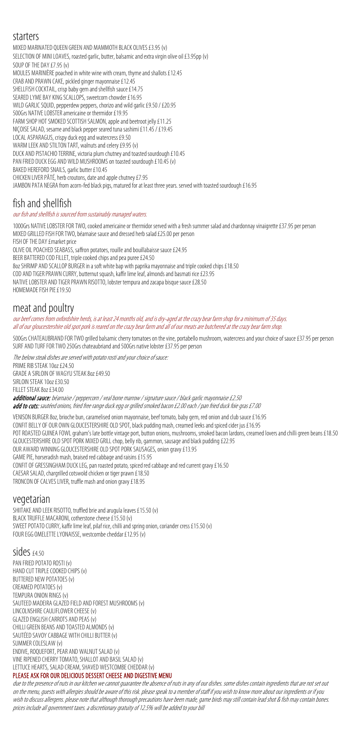## starters

MIXED MARINATED QUEEN GREEN AND MAMMOTH BLACK OLIVES £3.95 (v)
SELECTION OF MINI LOAVES, roasted garlic, butter, balsamic and extra virgin olive oil £3.95pp (v)
SOUP OF THE DAY £7.95 (v)
MOULES MARINIÈRE poached in white wine with cream, thyme and shallots £12.45
CRAB AND PRAWN CAKE, pickled ginger mayonnaise £12.45
SHELLFISH COCKTAIL, crisp baby gem and shellfish sauce £14.75
SEARED LYME BAY KING SCALLOPS, sweetcorn chowder £16.95
WILD GARLIC SQUID, pepperdew peppers, chorizo and wild garlic £9.50 / £20.95
500Grs NATIVE LOBSTER americaine or thermidor £19.95
FARM SHOP HOT SMOKED SCOTTISH SALMON, apple and beetroot jelly £11.25
NIÇOISE SALAD, sesame and black pepper seared tuna sashimi £11.45 / £19.45
LOCAL ASPARAGUS, crispy duck egg and watercress £9.50
WARM LEEK AND STILTON TART, walnuts and celery £9.95 (v)
DUCK AND PISTACHIO TERRINE, victoria plum chutney and toasted sourdough £10.45
PAN FRIED DUCK EGG AND WILD MUSHROOMS on toasted sourdough £10.45 (v)
BAKED HEREFORD SNAILS, garlic butter £10.45
CHICKEN LIVER PÂTÉ, herb croutons, date and apple chutney £7.95
JAMBON PATA NEGRA from acorn-fed black pigs, matured for at least three years. served with toasted sourdough £16.95

## fish and shellfish

*our fish and shellfish is sourced from sustainably managed waters.*

1000Grs NATIVE LOBSTER FOR TWO, cooked americaine or thermidor served with a fresh summer salad and chardonnay vinaigrette £37.95 per person
MIXED GRILLED FISH FOR TWO, béarnaise sauce and dressed herb salad £25.00 per person
FISH OF THE DAY £market price
OLIVE OIL POACHED SEABASS, saffron potatoes, rouille and bouillabaisse sauce £24.95
BEER BATTERED COD FILLET, triple cooked chips and pea puree £24.50
8oz SHRIMP AND SCALLOP BURGER in a soft white bap with paprika mayonnaise and triple cooked chips £18.50
COD AND TIGER PRAWN CURRY, butternut squash, kaffir lime leaf, almonds and basmati rice £23.95
NATIVE LOBSTER AND TIGER PRAWN RISOTTO, lobster tempura and zacapa bisque sauce £28.50
HOMEMADE FISH PIE £19.50

## meat and poultry

*our beef comes from oxfordshire herds, is at least 24 months old, and is dry-aged at the crazy bear farm shop for a minimum of 35 days.*
*all of our gloucestershire old spot pork is reared on the crazy bear farm and all of our meats are butchered at the crazy bear farm shop.*

500Grs CHATEAUBRIAND FOR TWO grilled balsamic cherry tomatoes on the vine, portabello mushroom, watercress and your choice of sauce £37.95 per person
SURF AND TURF FOR TWO 250Grs chateaubriand and 500Grs native lobster £37.95 per person

*The below steak dishes are served with potato rosti and your choice of sauce:*
PRIME RIB STEAK 10oz £24.50
GRADE A SIRLOIN OF WAGYU STEAK 8oz £49.50
SIRLOIN STEAK 10oz £30.50
FILLET STEAK 8oz £34.00
***additional sauce:*** *béarnaise / peppercorn / veal bone marrow / signature sauce / black garlic mayonnaise £2.50*
***add to cuts:*** *sautéed onions, fried free range duck egg or grilled smoked bacon £2.00 each / pan fried duck foie gras £7.00*

VENISON BURGER 8oz, brioche bun, caramelised onion mayonnaise, beef tomato, baby gem, red onion and club sauce £16.95
CONFIT BELLY OF OUR OWN GLOUCESTERSHIRE OLD SPOT, black pudding mash, creamed leeks and spiced cider jus £16.95
POT ROASTED GUINEA FOWL graham's late bottle vintage port, button onions, mushrooms, smoked bacon lardons, creamed lovers and chilli green beans £18.50
GLOUCESTERSHIRE OLD SPOT PORK MIXED GRILL chop, belly rib, gammon, sausage and black pudding £22.95
OUR AWARD WINNING GLOUCESTERSHIRE OLD SPOT PORK SAUSAGES, onion gravy £13.95
GAME PIE, horseradish mash, braised red cabbage and raisins £15.95
CONFIT OF GRESSINGHAM DUCK LEG, pan roasted potato, spiced red cabbage and red current gravy £16.50
CAESAR SALAD, chargrilled cotswold chicken or tiger prawn £18.50
TRONCON OF CALVES LIVER, truffle mash and onion gravy £18.95

## vegetarian

SHIITAKE AND LEEK RISOTTO, truffled brie and arugula leaves £15.50 (v)
BLACK TRUFFLE MACARONI, cotherstone cheese £15.50 (v)
SWEET POTATO CURRY, kaffir lime leaf, pilaf rice, chilli and spring onion, coriander cress £15.50 (v)
FOUR EGG OMELETTE LYONAISSE, westcombe cheddar £12.95 (v)

## sides £4.50

PAN FRIED POTATO ROSTI (v)
HAND CUT TRIPLE COOKED CHIPS (v)
BUTTERED NEW POTATOES (v)
CREAMED POTATOES (v)
TEMPURA ONION RINGS (v)
SAUTEED MADEIRA GLAZED FIELD AND FOREST MUSHROOMS (v)
LINCOLNSHIRE CAULIFLOWER CHEESE (v)
GLAZED ENGLISH CARROTS AND PEAS (v)
CHILLI GREEN BEANS AND TOASTED ALMONDS (v)
SAUTÉED SAVOY CABBAGE WITH CHILLI BUTTER (v)
SUMMER COLESLAW (v)
ENDIVE, ROQUEFORT, PEAR AND WALNUT SALAD (v)
VINE RIPENED CHERRY TOMATO, SHALLOT AND BASIL SALAD (v)
LETTUCE HEARTS, SALAD CREAM, SHAVED WESTCOMBE CHEDDAR (v)

**PLEASE ASK FOR OUR DELICIOUS DESSERT CHEESE AND DIGESTIVE MENU**

*due to the presence of nuts in our kitchen we cannot guarantee the absence of nuts in any of our dishes. some dishes contain ingredients that are not set out on the menu, guests with allergies should be aware of this risk. please speak to a member of staff if you wish to know more about our ingredients or if you wish to discuss allergens. please note that although thorough precautions have been made, game birds may still contain lead shot & fish may contain bones. prices include all government taxes. a discretionary gratuity of 12.5% will be added to your bill*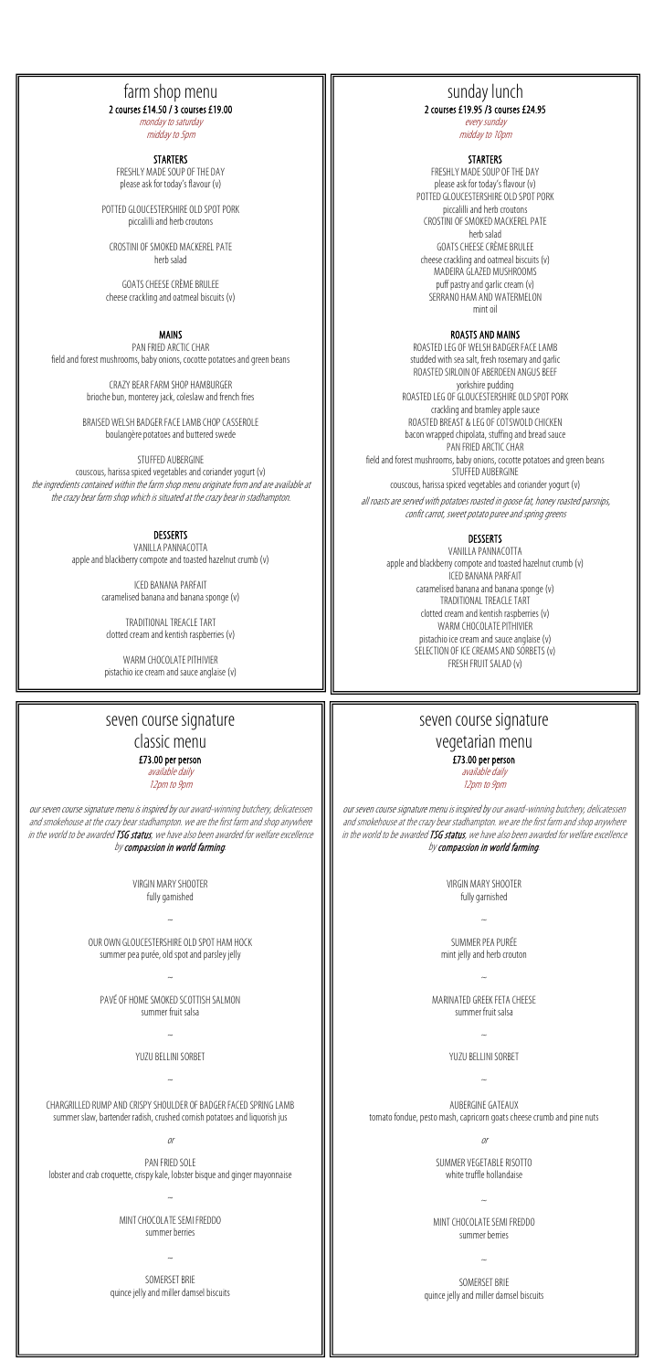## farm shop menu

**2 courses £14.50 / 3 courses £19.00**

*monday to saturday*
*midday to 5pm*

### STARTERS

FRESHLY MADE SOUP OF THE DAY
please ask for today's flavour (v)

POTTED GLOUCESTERSHIRE OLD SPOT PORK
piccalilli and herb croutons

CROSTINI OF SMOKED MACKEREL PATE
herb salad

GOATS CHEESE CRÈME BRULEE
cheese crackling and oatmeal biscuits (v)

### MAINS

PAN FRIED ARCTIC CHAR
field and forest mushrooms, baby onions, cocotte potatoes and green beans

CRAZY BEAR FARM SHOP HAMBURGER
brioche bun, monterey jack, coleslaw and french fries

BRAISED WELSH BADGER FACE LAMB CHOP CASSEROLE
boulangère potatoes and buttered swede

STUFFED AUBERGINE
couscous, harissa spiced vegetables and coriander yogurt (v)

*the ingredients contained within the farm shop menu originate from and are available at the crazy bear farm shop which is situated at the crazy bear in stadhampton.*

### DESSERTS

VANILLA PANNACOTTA
apple and blackberry compote and toasted hazelnut crumb (v)

ICED BANANA PARFAIT
caramelised banana and banana sponge (v)

TRADITIONAL TREACLE TART
clotted cream and kentish raspberries (v)

WARM CHOCOLATE PITHIVIER
pistachio ice cream and sauce anglaise (v)

## sunday lunch

**2 courses £19.95 /3 courses £24.95**

*every sunday*
*midday to 10pm*

### STARTERS

FRESHLY MADE SOUP OF THE DAY
please ask for today's flavour (v)
POTTED GLOUCESTERSHIRE OLD SPOT PORK
piccalilli and herb croutons
CROSTINI OF SMOKED MACKEREL PATE
herb salad
GOATS CHEESE CRÈME BRULEE
cheese crackling and oatmeal biscuits (v)
MADEIRA GLAZED MUSHROOMS
puff pastry and garlic cream (v)
SERRANO HAM AND WATERMELON
mint oil

### ROASTS AND MAINS

ROASTED LEG OF WELSH BADGER FACE LAMB
studded with sea salt, fresh rosemary and garlic
ROASTED SIRLOIN OF ABERDEEN ANGUS BEEF
yorkshire pudding
ROASTED LEG OF GLOUCESTERSHIRE OLD SPOT PORK
crackling and bramley apple sauce
ROASTED BREAST & LEG OF COTSWOLD CHICKEN
bacon wrapped chipolata, stuffing and bread sauce
PAN FRIED ARCTIC CHAR
field and forest mushrooms, baby onions, cocotte potatoes and green beans
STUFFED AUBERGINE
couscous, harissa spiced vegetables and coriander yogurt (v)

*all roasts are served with potatoes roasted in goose fat, honey roasted parsnips, confit carrot, sweet potato puree and spring greens*

### DESSERTS

VANILLA PANNACOTTA
apple and blackberry compote and toasted hazelnut crumb (v)
ICED BANANA PARFAIT
caramelised banana and banana sponge (v)
TRADITIONAL TREACLE TART
clotted cream and kentish raspberries (v)
WARM CHOCOLATE PITHIVIER
pistachio ice cream and sauce anglaise (v)
SELECTION OF ICE CREAMS AND SORBETS (v)
FRESH FRUIT SALAD (v)

## seven course signature classic menu

**£73.00 per person**

*available daily*
*12pm to 9pm*

*our seven course signature menu is inspired by our award-winning butchery, delicatessen and smokehouse at the crazy bear stadhampton. we are the first farm and shop anywhere in the world to be awarded* ***TSG status****, we have also been awarded for welfare excellence by* ***compassion in world farming****.*

VIRGIN MARY SHOOTER
fully garnished

...

OUR OWN GLOUCESTERSHIRE OLD SPOT HAM HOCK
summer pea purée, old spot and parsley jelly

...

PAVÉ OF HOME SMOKED SCOTTISH SALMON
summer fruit salsa

...

YUZU BELLINI SORBET

...

CHARGRILLED RUMP AND CRISPY SHOULDER OF BADGER FACED SPRING LAMB
summer slaw, bartender radish, crushed cornish potatoes and liquorish jus

*or*

PAN FRIED SOLE
lobster and crab croquette, crispy kale, lobster bisque and ginger mayonnaise

...

MINT CHOCOLATE SEMI FREDDO
summer berries

...

SOMERSET BRIE
quince jelly and miller damsel biscuits

## seven course signature vegetarian menu

**£73.00 per person**

*available daily*
*12pm to 9pm*

*our seven course signature menu is inspired by our award-winning butchery, delicatessen and smokehouse at the crazy bear stadhampton. we are the first farm and shop anywhere in the world to be awarded* ***TSG status****, we have also been awarded for welfare excellence by* ***compassion in world farming****.*

VIRGIN MARY SHOOTER
fully garnished

...

SUMMER PEA PURÉE
mint jelly and herb crouton

...

MARINATED GREEK FETA CHEESE
summer fruit salsa

...

YUZU BELLINI SORBET

...

AUBERGINE GATEAUX
tomato fondue, pesto mash, capricorn goats cheese crumb and pine nuts

*or*

SUMMER VEGETABLE RISOTTO
white truffle hollandaise

...

MINT CHOCOLATE SEMI FREDDO
summer berries

...

SOMERSET BRIE
quince jelly and miller damsel biscuits